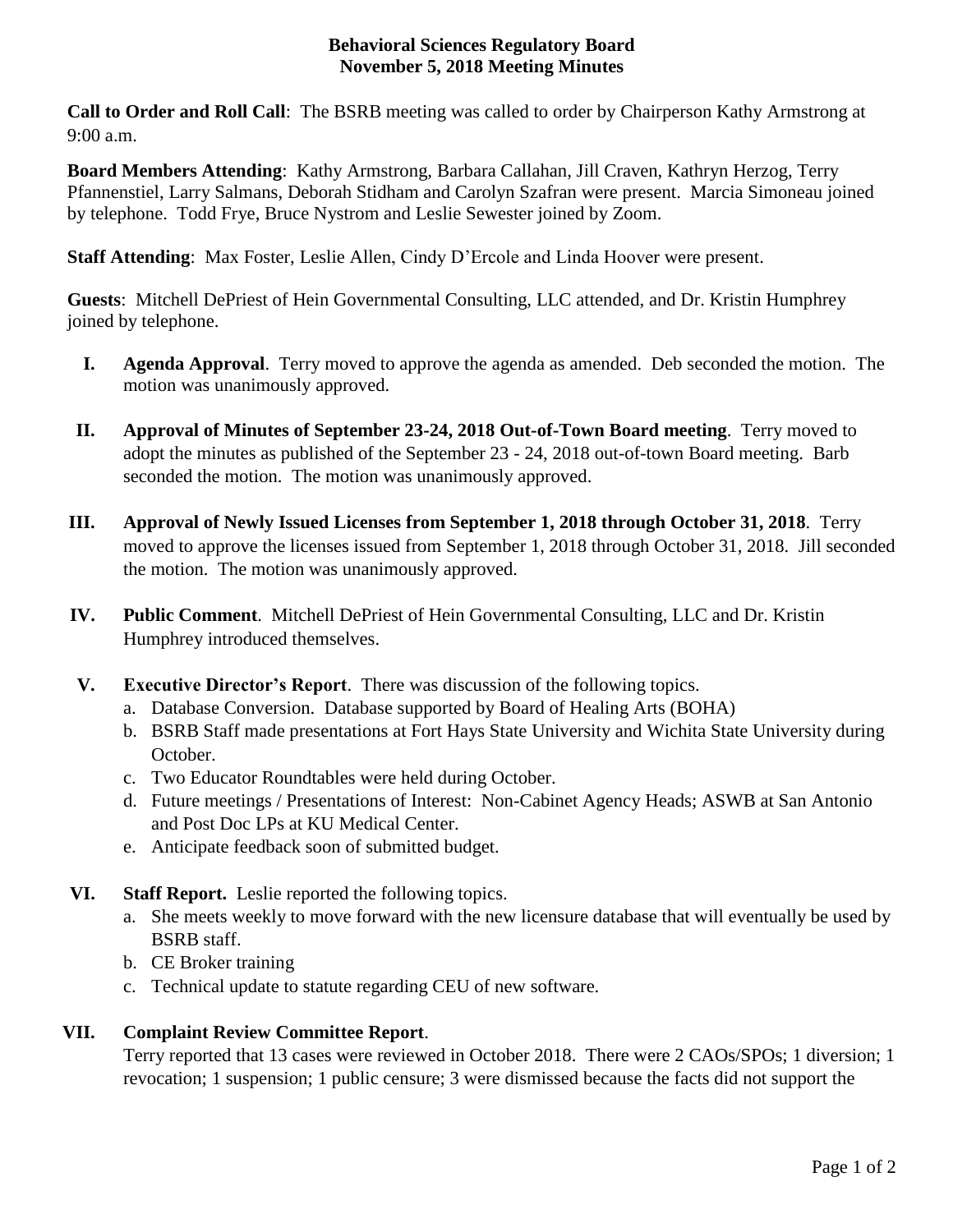# Behavioral Sciences Regulatory Board
## November 5, 2018 Meeting Minutes

**Call to Order and Roll Call**: The BSRB meeting was called to order by Chairperson Kathy Armstrong at 9:00 a.m.

**Board Members Attending**: Kathy Armstrong, Barbara Callahan, Jill Craven, Kathryn Herzog, Terry Pfannenstiel, Larry Salmans, Deborah Stidham and Carolyn Szafran were present. Marcia Simoneau joined by telephone. Todd Frye, Bruce Nystrom and Leslie Sewester joined by Zoom.

**Staff Attending**: Max Foster, Leslie Allen, Cindy D'Ercole and Linda Hoover were present.

**Guests**: Mitchell DePriest of Hein Governmental Consulting, LLC attended, and Dr. Kristin Humphrey joined by telephone.

I. **Agenda Approval**. Terry moved to approve the agenda as amended. Deb seconded the motion. The motion was unanimously approved.

II. **Approval of Minutes of September 23-24, 2018 Out-of-Town Board meeting**. Terry moved to adopt the minutes as published of the September 23 - 24, 2018 out-of-town Board meeting. Barb seconded the motion. The motion was unanimously approved.

III. **Approval of Newly Issued Licenses from September 1, 2018 through October 31, 2018**. Terry moved to approve the licenses issued from September 1, 2018 through October 31, 2018. Jill seconded the motion. The motion was unanimously approved.

IV. **Public Comment**. Mitchell DePriest of Hein Governmental Consulting, LLC and Dr. Kristin Humphrey introduced themselves.

V. **Executive Director's Report**. There was discussion of the following topics.
   a. Database Conversion. Database supported by Board of Healing Arts (BOHA)
   b. BSRB Staff made presentations at Fort Hays State University and Wichita State University during October.
   c. Two Educator Roundtables were held during October.
   d. Future meetings / Presentations of Interest: Non-Cabinet Agency Heads; ASWB at San Antonio and Post Doc LPs at KU Medical Center.
   e. Anticipate feedback soon of submitted budget.

VI. **Staff Report.** Leslie reported the following topics.
   a. She meets weekly to move forward with the new licensure database that will eventually be used by BSRB staff.
   b. CE Broker training
   c. Technical update to statute regarding CEU of new software.

VII. **Complaint Review Committee Report**.
   Terry reported that 13 cases were reviewed in October 2018. There were 2 CAOs/SPOs; 1 diversion; 1 revocation; 1 suspension; 1 public censure; 3 were dismissed because the facts did not support the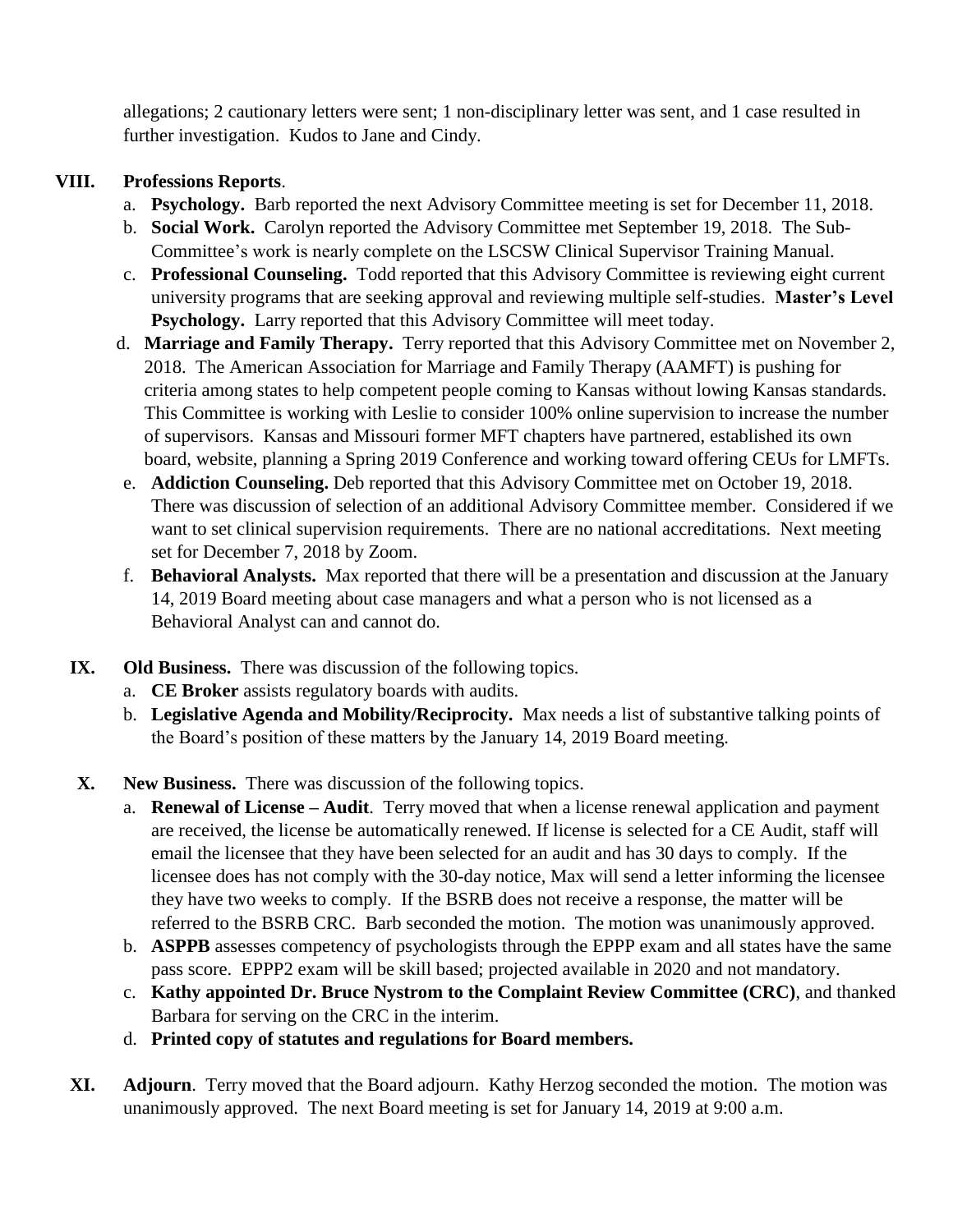allegations; 2 cautionary letters were sent; 1 non-disciplinary letter was sent, and 1 case resulted in further investigation. Kudos to Jane and Cindy.

**VIII. Professions Reports**.

a. **Psychology.** Barb reported the next Advisory Committee meeting is set for December 11, 2018.
b. **Social Work.** Carolyn reported the Advisory Committee met September 19, 2018. The Sub-Committee's work is nearly complete on the LSCSW Clinical Supervisor Training Manual.
c. **Professional Counseling.** Todd reported that this Advisory Committee is reviewing eight current university programs that are seeking approval and reviewing multiple self-studies. **Master's Level Psychology.** Larry reported that this Advisory Committee will meet today.
d. **Marriage and Family Therapy.** Terry reported that this Advisory Committee met on November 2, 2018. The American Association for Marriage and Family Therapy (AAMFT) is pushing for criteria among states to help competent people coming to Kansas without lowing Kansas standards. This Committee is working with Leslie to consider 100% online supervision to increase the number of supervisors. Kansas and Missouri former MFT chapters have partnered, established its own board, website, planning a Spring 2019 Conference and working toward offering CEUs for LMFTs.
e. **Addiction Counseling.** Deb reported that this Advisory Committee met on October 19, 2018. There was discussion of selection of an additional Advisory Committee member. Considered if we want to set clinical supervision requirements. There are no national accreditations. Next meeting set for December 7, 2018 by Zoom.
f. **Behavioral Analysts.** Max reported that there will be a presentation and discussion at the January 14, 2019 Board meeting about case managers and what a person who is not licensed as a Behavioral Analyst can and cannot do.

**IX. Old Business.** There was discussion of the following topics.

a. **CE Broker** assists regulatory boards with audits.
b. **Legislative Agenda and Mobility/Reciprocity.** Max needs a list of substantive talking points of the Board's position of these matters by the January 14, 2019 Board meeting.

**X. New Business.** There was discussion of the following topics.

a. **Renewal of License – Audit**. Terry moved that when a license renewal application and payment are received, the license be automatically renewed. If license is selected for a CE Audit, staff will email the licensee that they have been selected for an audit and has 30 days to comply. If the licensee does has not comply with the 30-day notice, Max will send a letter informing the licensee they have two weeks to comply. If the BSRB does not receive a response, the matter will be referred to the BSRB CRC. Barb seconded the motion. The motion was unanimously approved.
b. **ASPPB** assesses competency of psychologists through the EPPP exam and all states have the same pass score. EPPP2 exam will be skill based; projected available in 2020 and not mandatory.
c. **Kathy appointed Dr. Bruce Nystrom to the Complaint Review Committee (CRC)**, and thanked Barbara for serving on the CRC in the interim.
d. **Printed copy of statutes and regulations for Board members.**

**XI. Adjourn**. Terry moved that the Board adjourn. Kathy Herzog seconded the motion. The motion was unanimously approved. The next Board meeting is set for January 14, 2019 at 9:00 a.m.